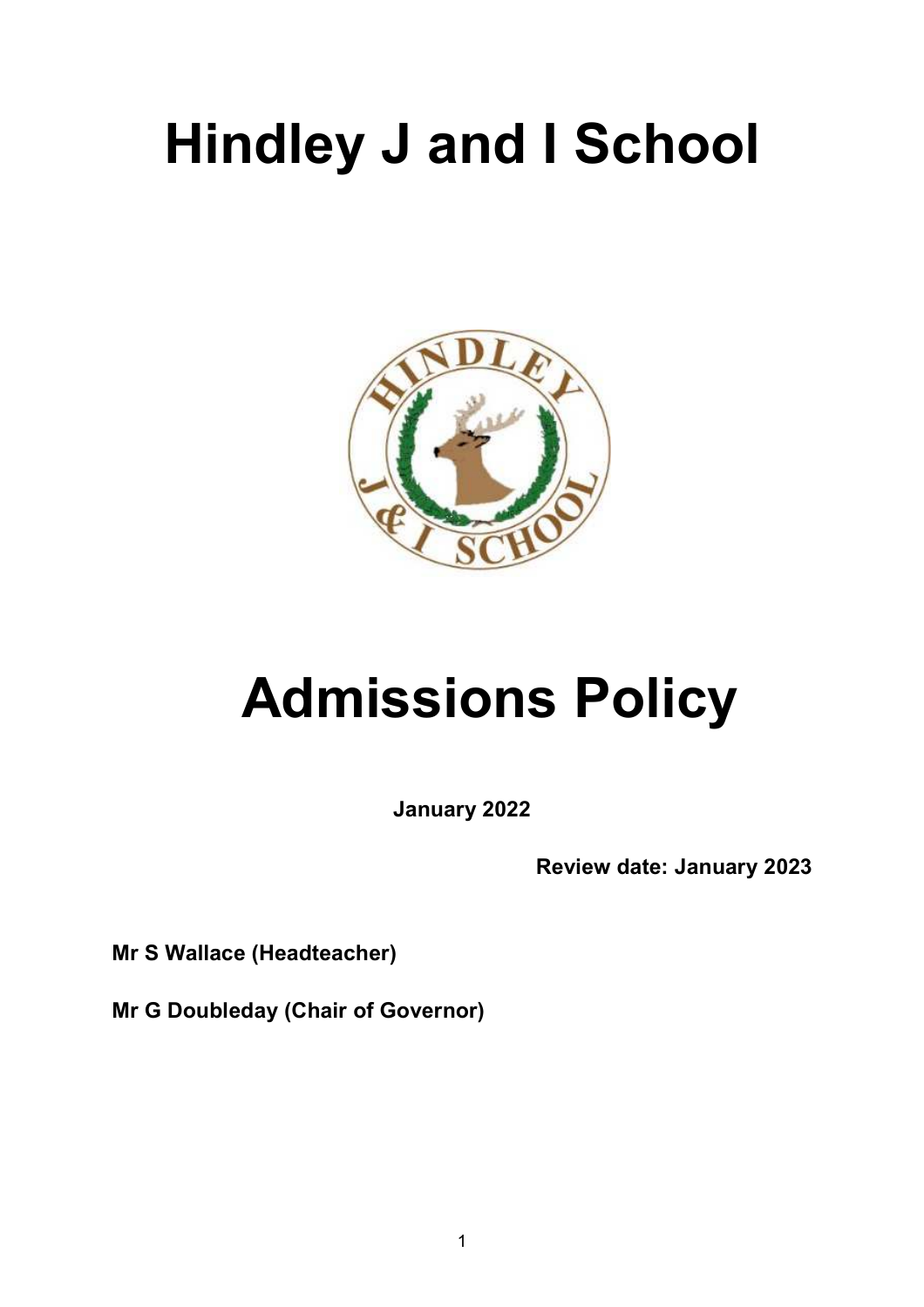# Hindley J and I School

# Admissions Policy

**January 2022**

**Review date: January 2023**

**Mr S Wallace (Headteacher)**

**Mr G Doubleday (Chair of Governor)**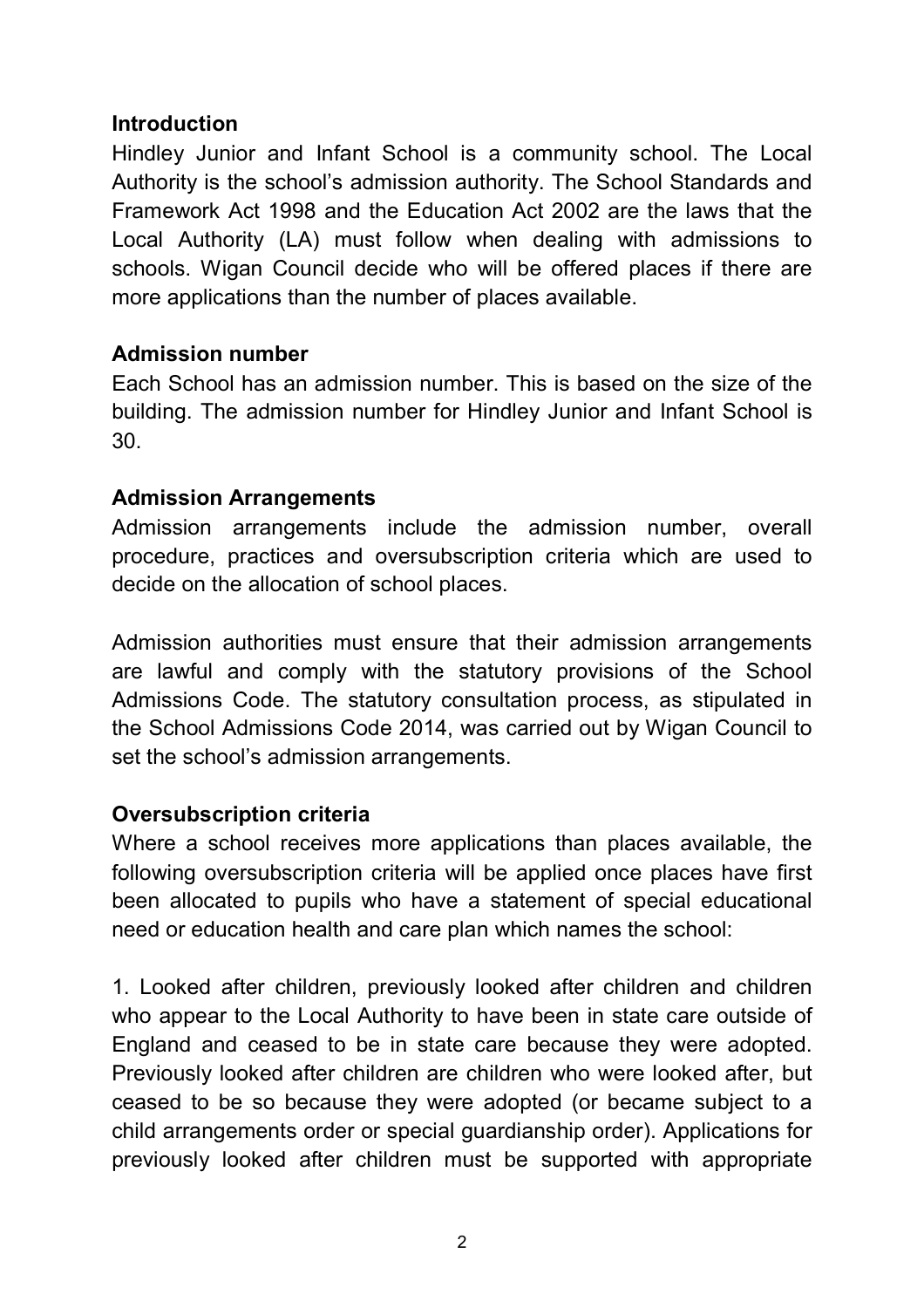## Introduction

Hindley Junior and Infant School is a community school. The Local Authority is the school's admission authority. The School Standards and Framework Act 1998 and the Education Act 2002 are the laws that the Local Authority (LA) must follow when dealing with admissions to schools. Wigan Council decide who will be offered places if there are more applications than the number of places available.

## Admission number

Each School has an admission number. This is based on the size of the building. The admission number for Hindley Junior and Infant School is 30.

## Admission Arrangements

Admission arrangements include the admission number, overall procedure, practices and oversubscription criteria which are used to decide on the allocation of school places.

Admission authorities must ensure that their admission arrangements are lawful and comply with the statutory provisions of the School Admissions Code. The statutory consultation process, as stipulated in the School Admissions Code 2014, was carried out by Wigan Council to set the school's admission arrangements.

## Oversubscription criteria

Where a school receives more applications than places available, the following oversubscription criteria will be applied once places have first been allocated to pupils who have a statement of special educational need or education health and care plan which names the school:

1. Looked after children, previously looked after children and children who appear to the Local Authority to have been in state care outside of England and ceased to be in state care because they were adopted. Previously looked after children are children who were looked after, but ceased to be so because they were adopted (or became subject to a child arrangements order or special guardianship order). Applications for previously looked after children must be supported with appropriate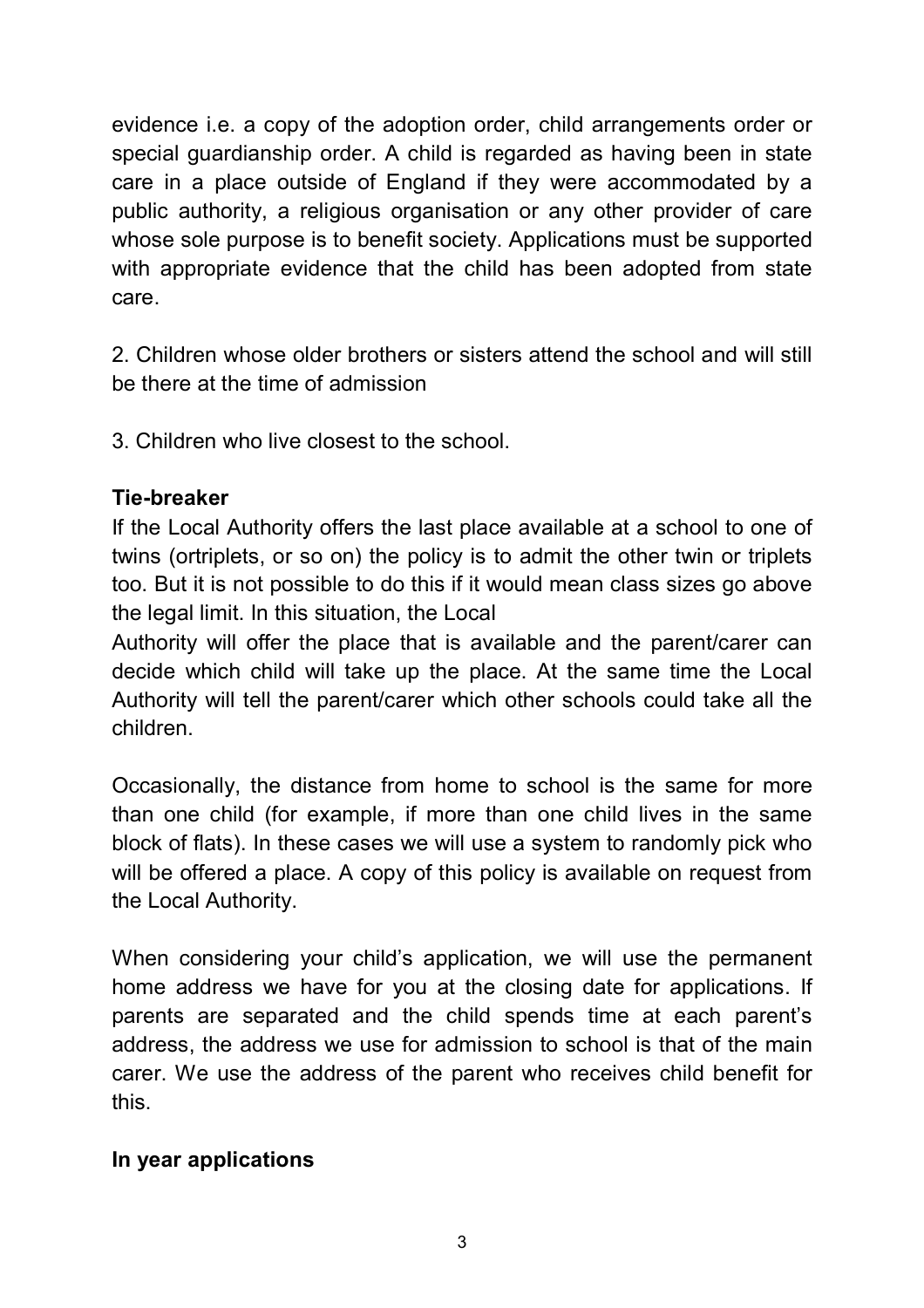evidence i.e. a copy of the adoption order, child arrangements order or special guardianship order. A child is regarded as having been in state care in a place outside of England if they were accommodated by a public authority, a religious organisation or any other provider of care whose sole purpose is to benefit society. Applications must be supported with appropriate evidence that the child has been adopted from state care.

2. Children whose older brothers or sisters attend the school and will still be there at the time of admission

3. Children who live closest to the school.

**Tie-breaker**

If the Local Authority offers the last place available at a school to one of twins (ortriplets, or so on) the policy is to admit the other twin or triplets too. But it is not possible to do this if it would mean class sizes go above the legal limit. In this situation, the Local Authority will offer the place that is available and the parent/carer can decide which child will take up the place. At the same time the Local Authority will tell the parent/carer which other schools could take all the children.

Occasionally, the distance from home to school is the same for more than one child (for example, if more than one child lives in the same block of flats). In these cases we will use a system to randomly pick who will be offered a place. A copy of this policy is available on request from the Local Authority.

When considering your child's application, we will use the permanent home address we have for you at the closing date for applications. If parents are separated and the child spends time at each parent's address, the address we use for admission to school is that of the main carer. We use the address of the parent who receives child benefit for this.

**In year applications**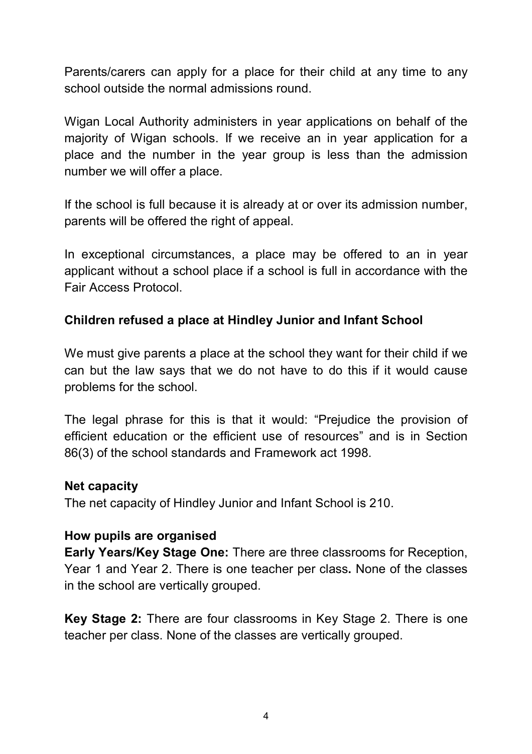Parents/carers can apply for a place for their child at any time to any school outside the normal admissions round.

Wigan Local Authority administers in year applications on behalf of the majority of Wigan schools. If we receive an in year application for a place and the number in the year group is less than the admission number we will offer a place.

If the school is full because it is already at or over its admission number, parents will be offered the right of appeal.

In exceptional circumstances, a place may be offered to an in year applicant without a school place if a school is full in accordance with the Fair Access Protocol.

**Children refused a place at Hindley Junior and Infant School**

We must give parents a place at the school they want for their child if we can but the law says that we do not have to do this if it would cause problems for the school.

The legal phrase for this is that it would: "Prejudice the provision of efficient education or the efficient use of resources" and is in Section 86(3) of the school standards and Framework act 1998.

**Net capacity**

The net capacity of Hindley Junior and Infant School is 210.

**How pupils are organised**

**Early Years/Key Stage One:** There are three classrooms for Reception, Year 1 and Year 2. There is one teacher per class**.** None of the classes in the school are vertically grouped.

**Key Stage 2:** There are four classrooms in Key Stage 2. There is one teacher per class. None of the classes are vertically grouped.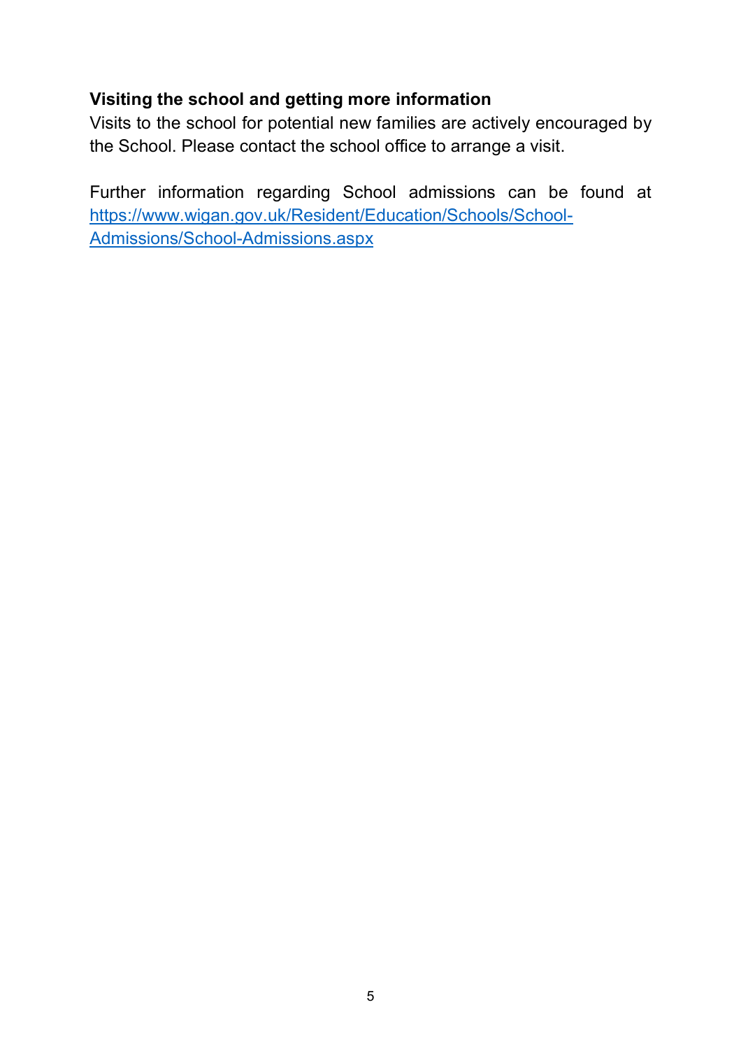**Visiting the school and getting more information**

Visits to the school for potential new families are actively encouraged by the School. Please contact the school office to arrange a visit.

Further information regarding School admissions can be found at [https://www.wigan.gov.uk/Resident/Education/Schools/School-Admissions/School-Admissions.aspx](https://www.wigan.gov.uk/Resident/Education/Schools/School-Admissions/School-Admissions.aspx)